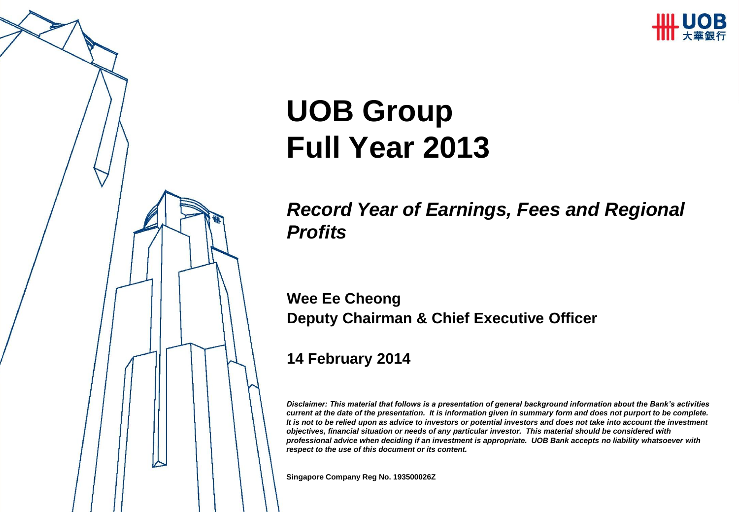# UOB Group
# Full Year 2013

## *Record Year of Earnings, Fees and Regional Profits*

**Wee Ee Cheong**
**Deputy Chairman & Chief Executive Officer**

**14 February 2014**

***Disclaimer: This material that follows is a presentation of general background information about the Bank's activities current at the date of the presentation. It is information given in summary form and does not purport to be complete. It is not to be relied upon as advice to investors or potential investors and does not take into account the investment objectives, financial situation or needs of any particular investor. This material should be considered with professional advice when deciding if an investment is appropriate. UOB Bank accepts no liability whatsoever with respect to the use of this document or its content.***

**Singapore Company Reg No. 193500026Z**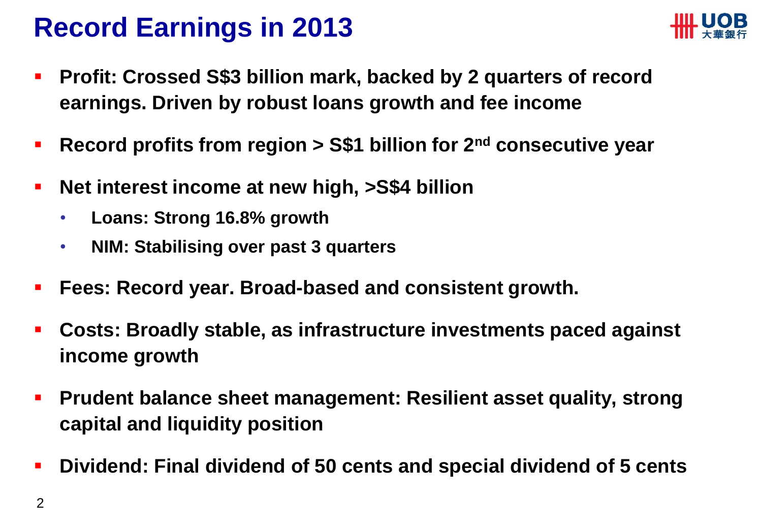# Record Earnings in 2013

- **Profit: Crossed S$3 billion mark, backed by 2 quarters of record earnings. Driven by robust loans growth and fee income**
- **Record profits from region > S$1 billion for 2nd consecutive year**
- **Net interest income at new high, >S$4 billion**
  - **Loans: Strong 16.8% growth**
  - **NIM: Stabilising over past 3 quarters**
- **Fees: Record year. Broad-based and consistent growth.**
- **Costs: Broadly stable, as infrastructure investments paced against income growth**
- **Prudent balance sheet management: Resilient asset quality, strong capital and liquidity position**
- **Dividend: Final dividend of 50 cents and special dividend of 5 cents**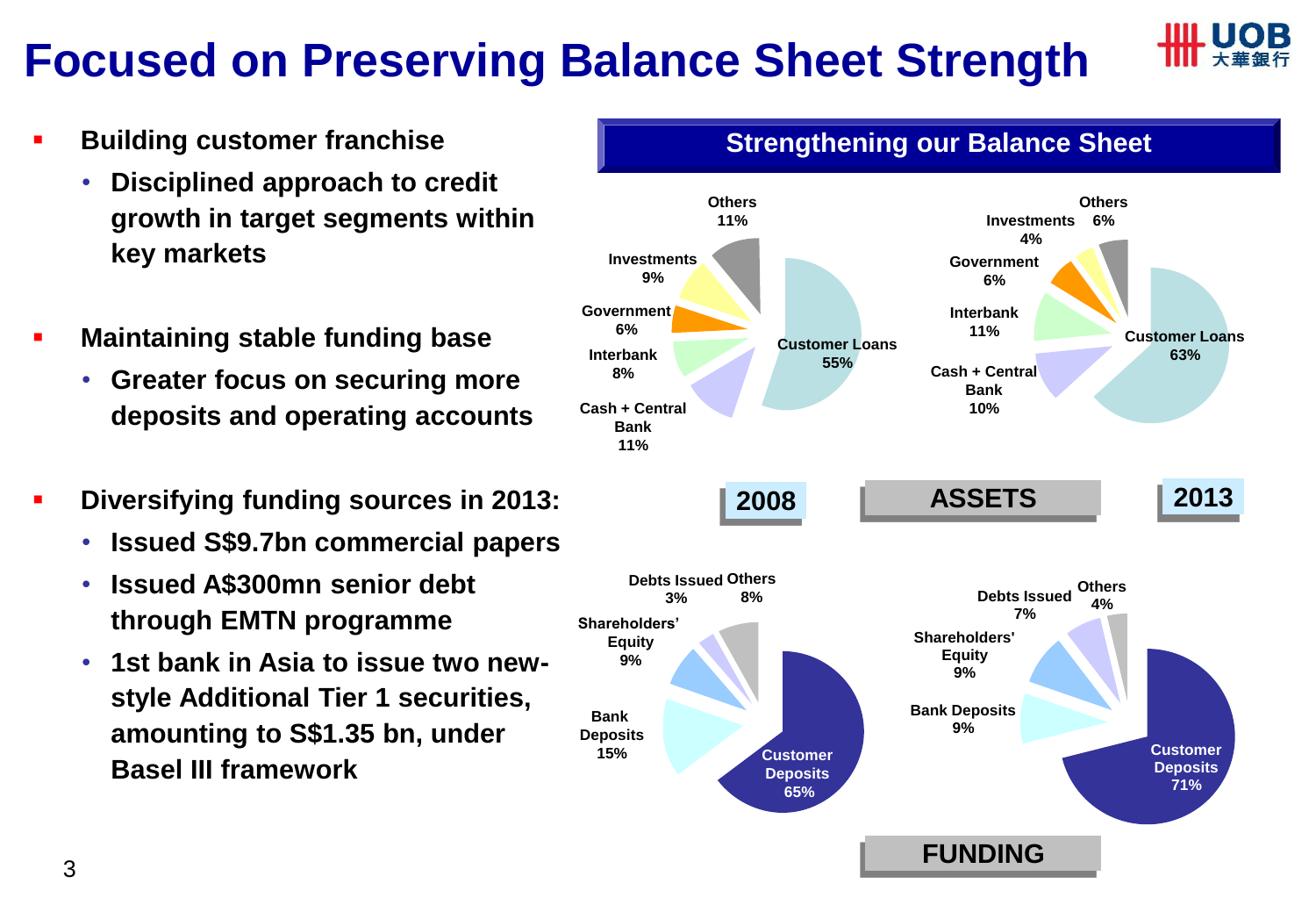# Focused on Preserving Balance Sheet Strength

- **Building customer franchise**
  - **Disciplined approach to credit growth in target segments within key markets**
- **Maintaining stable funding base**
  - **Greater focus on securing more deposits and operating accounts**
- **Diversifying funding sources in 2013:**
  - **Issued S$9.7bn commercial papers**
  - **Issued A$300mn senior debt through EMTN programme**
  - **1st bank in Asia to issue two new-style Additional Tier 1 securities, amounting to S$1.35 bn, under Basel III framework**

## Strengthening our Balance Sheet

**ASSETS**

| Assets | 2008 | 2013 |
|---|---|---|
| Customer Loans | 55% | 63% |
| Cash + Central Bank | 11% | 10% |
| Interbank | 8% | 11% |
| Government | 6% | 6% |
| Investments | 9% | 4% |
| Others | 11% | 6% |

**FUNDING**

| Funding | 2008 | 2013 |
|---|---|---|
| Customer Deposits | 65% | 71% |
| Bank Deposits | 15% | 9% |
| Shareholders' Equity | 9% | 9% |
| Debts Issued | 3% | 7% |
| Others | 8% | 4% |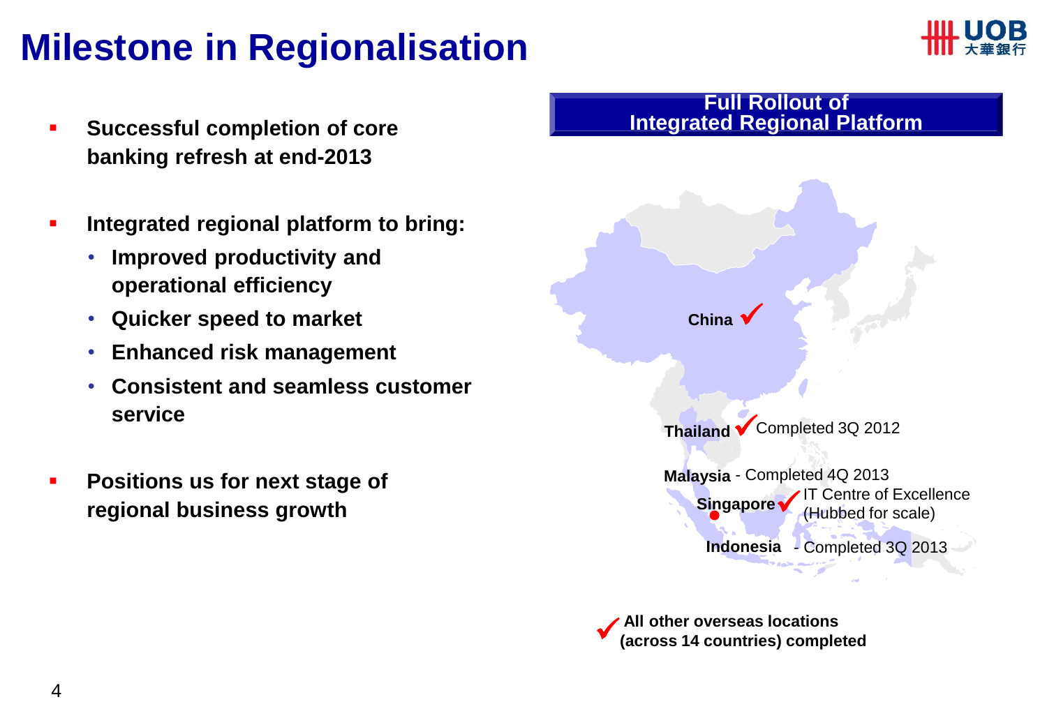# Milestone in Regionalisation

- **Successful completion of core banking refresh at end-2013**
- **Integrated regional platform to bring:**
  - **Improved productivity and operational efficiency**
  - **Quicker speed to market**
  - **Enhanced risk management**
  - **Consistent and seamless customer service**
- **Positions us for next stage of regional business growth**

## Full Rollout of Integrated Regional Platform

- **China** ✓
- **Thailand** ✓ Completed 3Q 2012
- **Malaysia** - Completed 4Q 2013
- **Singapore** ✓ IT Centre of Excellence (Hubbed for scale)
- **Indonesia** - Completed 3Q 2013

✓ **All other overseas locations (across 14 countries) completed**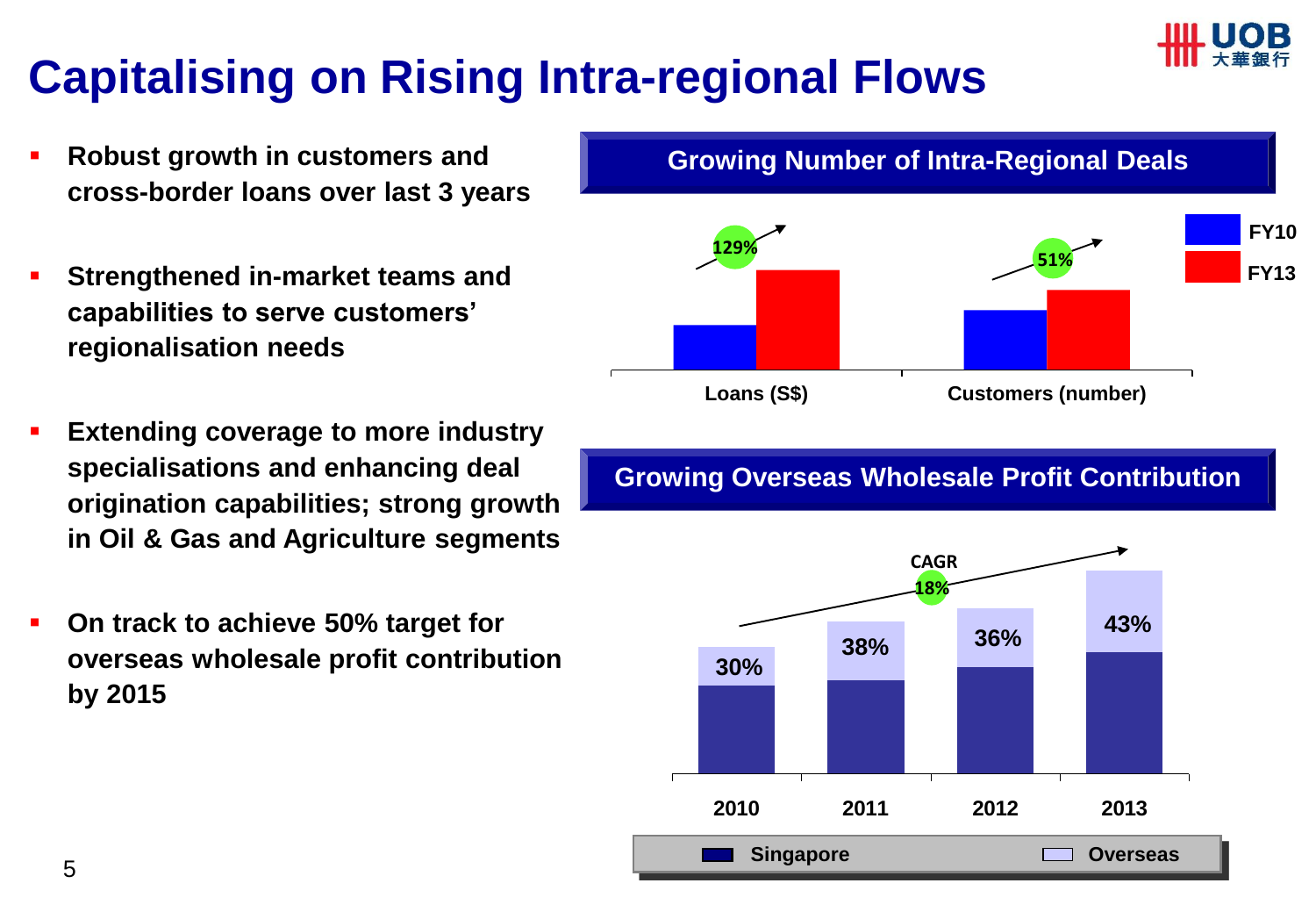# Capitalising on Rising Intra-regional Flows

- **Robust growth in customers and cross-border loans over last 3 years**
- **Strengthened in-market teams and capabilities to serve customers' regionalisation needs**
- **Extending coverage to more industry specialisations and enhancing deal origination capabilities; strong growth in Oil & Gas and Agriculture segments**
- **On track to achieve 50% target for overseas wholesale profit contribution by 2015**

## Growing Number of Intra-Regional Deals

| | Growth FY10 to FY13 |
|---|---|
| Loans (S$) | 129% |
| Customers (number) | 51% |

## Growing Overseas Wholesale Profit Contribution

CAGR 18%

| Year | Overseas share |
|---|---|
| 2010 | 30% |
| 2011 | 38% |
| 2012 | 36% |
| 2013 | 43% |

Singapore / Overseas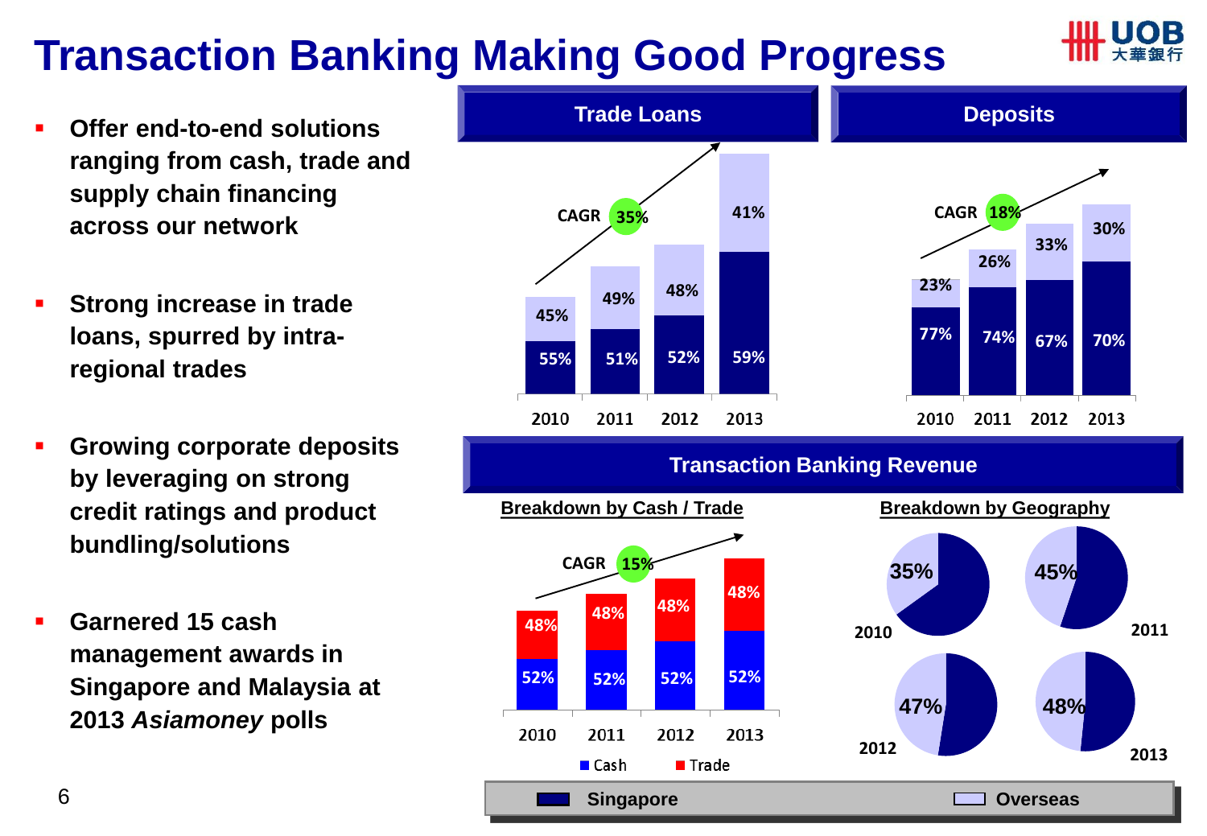# Transaction Banking Making Good Progress

- **Offer end-to-end solutions ranging from cash, trade and supply chain financing across our network**
- **Strong increase in trade loans, spurred by intra-regional trades**
- **Growing corporate deposits by leveraging on strong credit ratings and product bundling/solutions**
- **Garnered 15 cash management awards in Singapore and Malaysia at 2013 *Asiamoney* polls**

## Trade Loans

CAGR 35%

| Year | Singapore | Overseas |
|---|---|---|
| 2010 | 55% | 45% |
| 2011 | 51% | 49% |
| 2012 | 52% | 48% |
| 2013 | 59% | 41% |

## Deposits

CAGR 18%

| Year | Singapore | Overseas |
|---|---|---|
| 2010 | 77% | 23% |
| 2011 | 74% | 26% |
| 2012 | 67% | 33% |
| 2013 | 70% | 30% |

## Transaction Banking Revenue

### Breakdown by Cash / Trade

CAGR 15%

| Year | Cash | Trade |
|---|---|---|
| 2010 | 52% | 48% |
| 2011 | 52% | 48% |
| 2012 | 52% | 48% |
| 2013 | 52% | 48% |

### Breakdown by Geography

| Year | Overseas |
|---|---|
| 2010 | 35% |
| 2011 | 45% |
| 2012 | 47% |
| 2013 | 48% |

Singapore | Overseas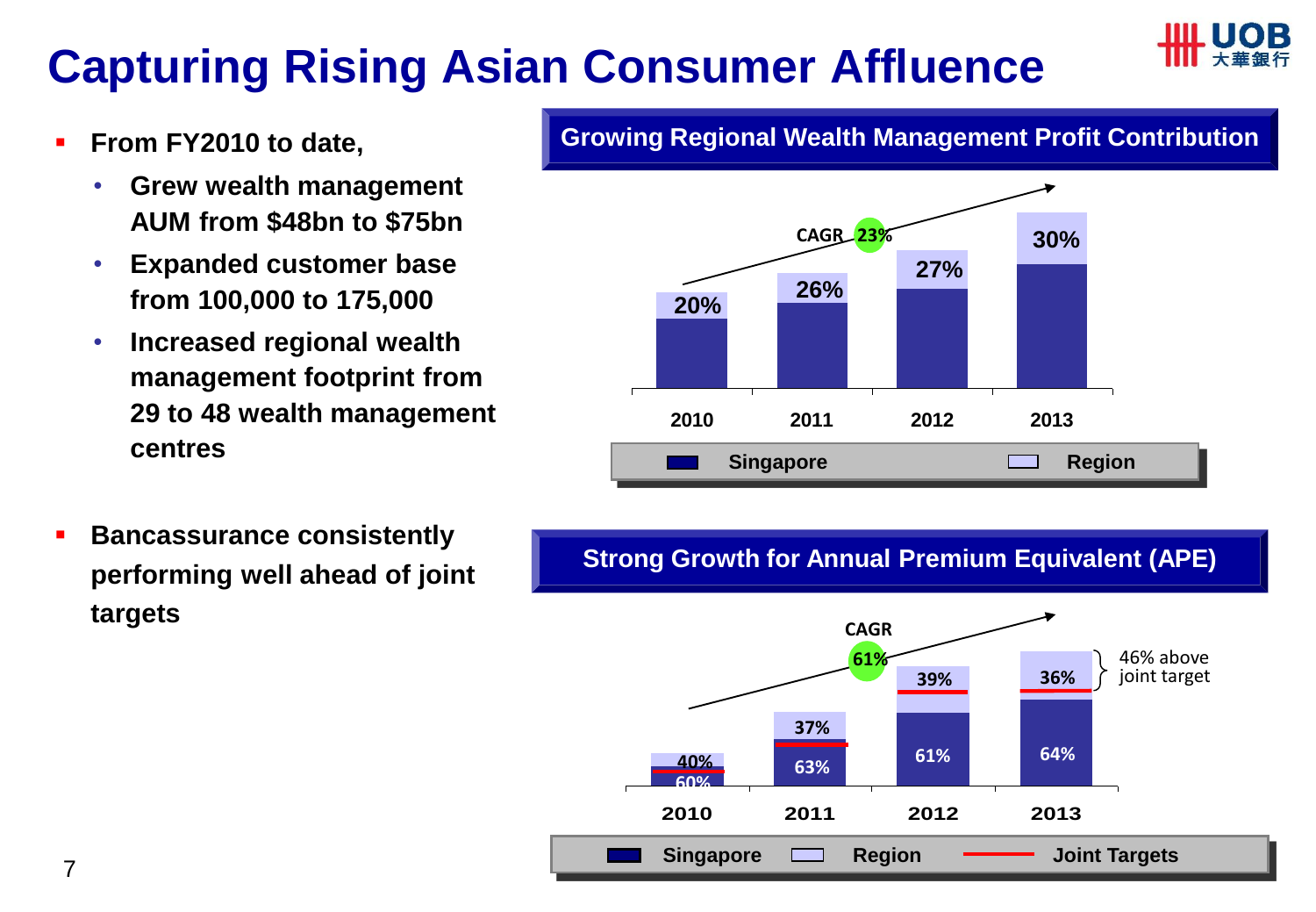# Capturing Rising Asian Consumer Affluence

- **From FY2010 to date,**
  - **Grew wealth management AUM from $48bn to $75bn**
  - **Expanded customer base from 100,000 to 175,000**
  - **Increased regional wealth management footprint from 29 to 48 wealth management centres**
- **Bancassurance consistently performing well ahead of joint targets**

## Growing Regional Wealth Management Profit Contribution

CAGR 23%

| | 2010 | 2011 | 2012 | 2013 |
|---|---|---|---|---|
| Region | 20% | 26% | 27% | 30% |

Singapore | Region

## Strong Growth for Annual Premium Equivalent (APE)

CAGR 61%

| | 2010 | 2011 | 2012 | 2013 |
|---|---|---|---|---|
| Region | 40% | 37% | 39% | 36% |
| Singapore | 60% | 63% | 61% | 64% |

46% above joint target

Singapore | Region | Joint Targets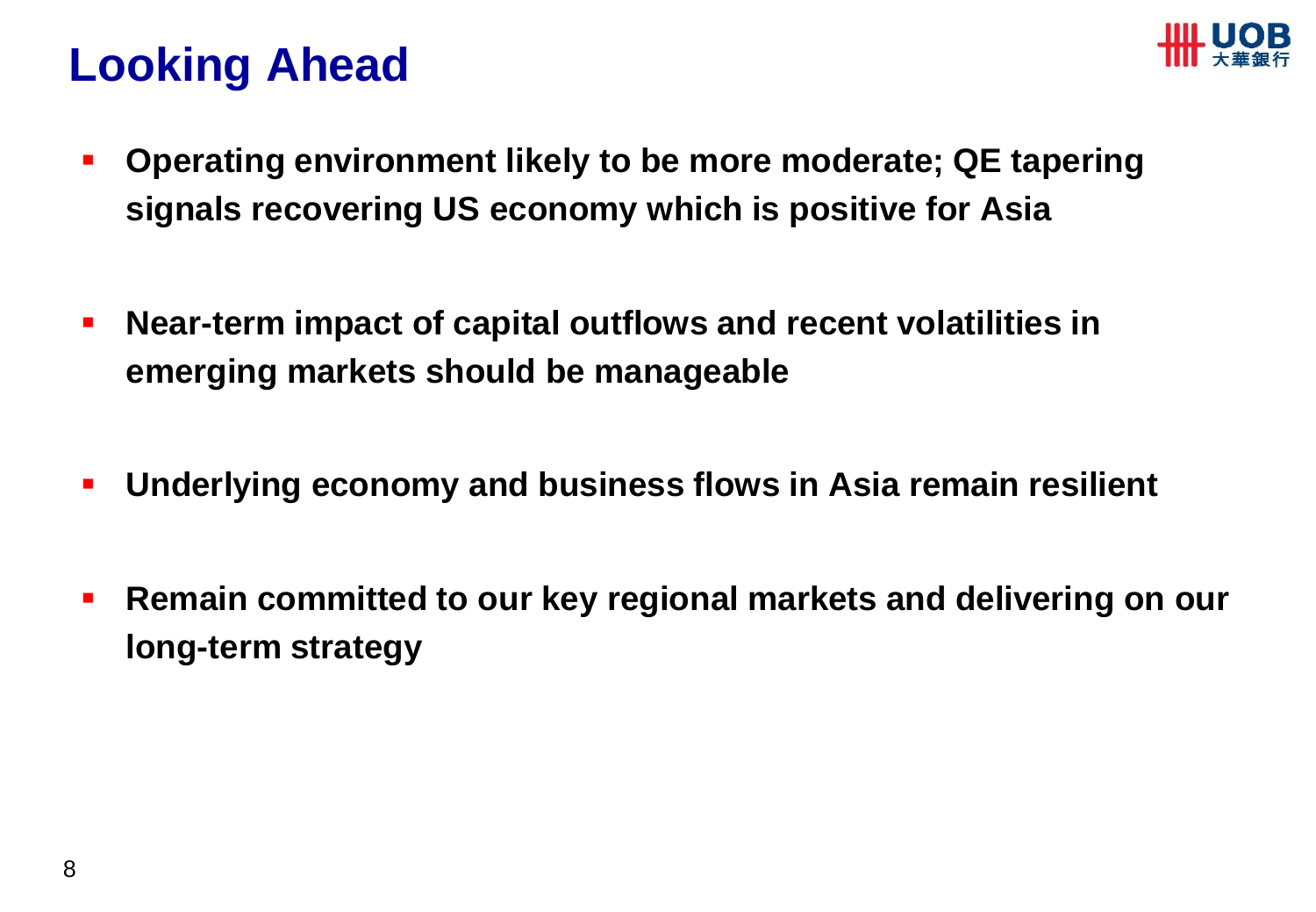# Looking Ahead

- **Operating environment likely to be more moderate; QE tapering signals recovering US economy which is positive for Asia**
- **Near-term impact of capital outflows and recent volatilities in emerging markets should be manageable**
- **Underlying economy and business flows in Asia remain resilient**
- **Remain committed to our key regional markets and delivering on our long-term strategy**